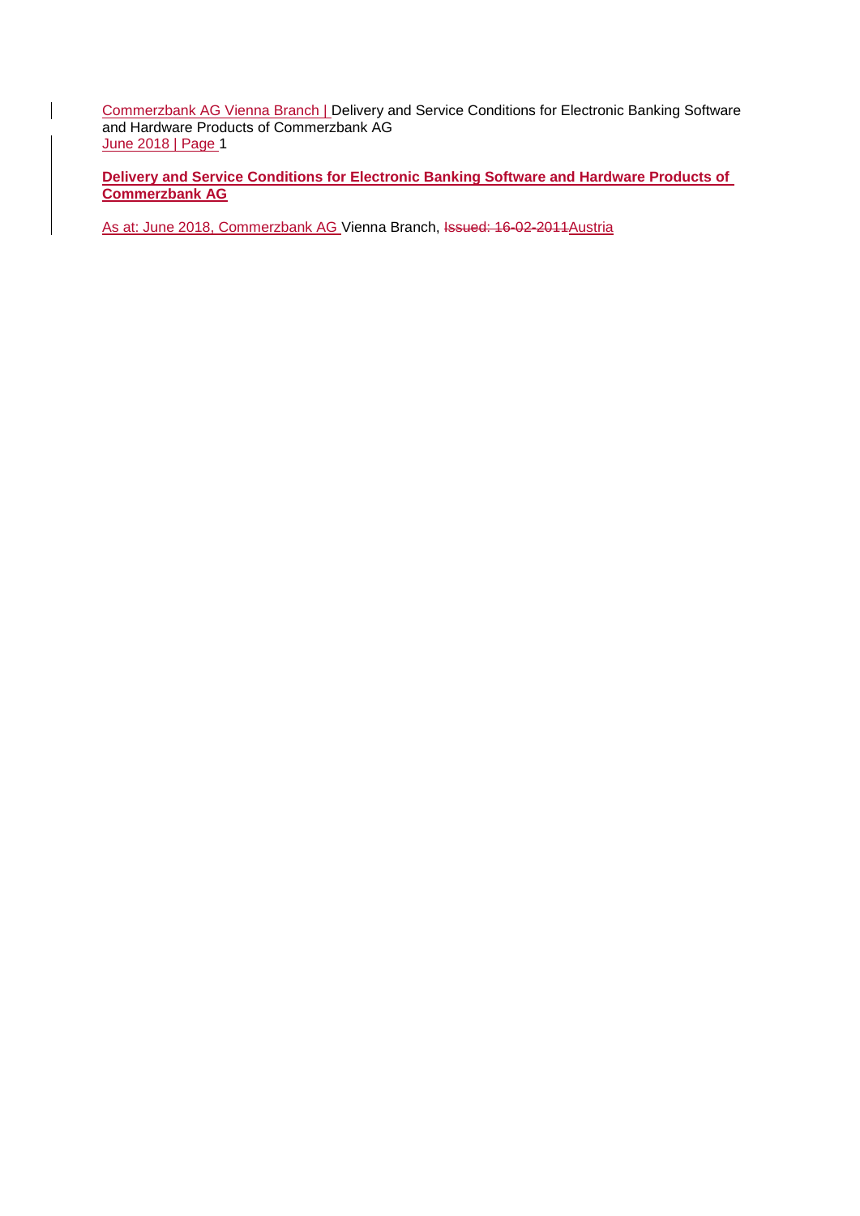# Delivery and Service Conditions for Electronic Banking Software and Hardware Products of Commerzbank AG

As at: June 2018, Commerzbank AG Vienna Branch, ~~Issued: 16-02-2011~~Austria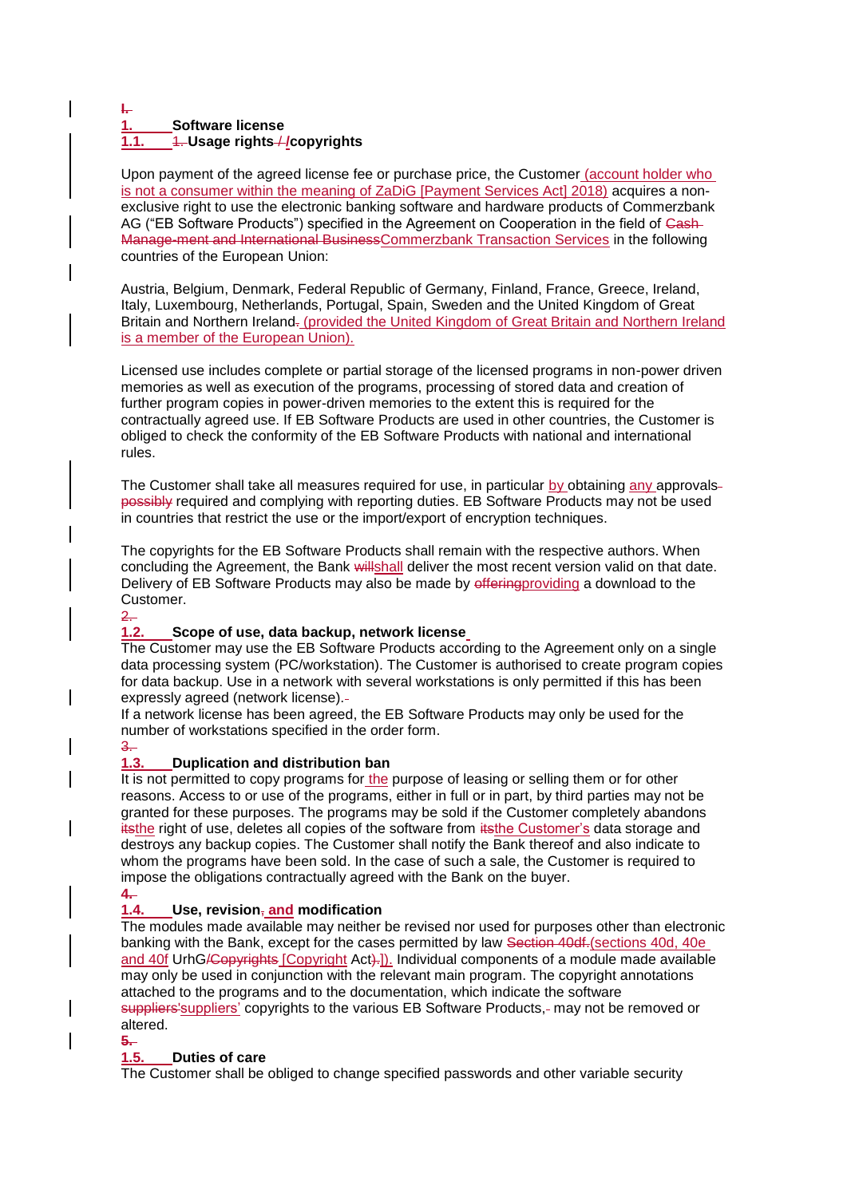## 1. Software license

### 1.1. Usage rights/copyrights

Upon payment of the agreed license fee or purchase price, the Customer (account holder who is not a consumer within the meaning of ZaDiG [Payment Services Act] 2018) acquires a non-exclusive right to use the electronic banking software and hardware products of Commerzbank AG ("EB Software Products") specified in the Agreement on Cooperation in the field of Commerzbank Transaction Services in the following countries of the European Union:

Austria, Belgium, Denmark, Federal Republic of Germany, Finland, France, Greece, Ireland, Italy, Luxembourg, Netherlands, Portugal, Spain, Sweden and the United Kingdom of Great Britain and Northern Ireland (provided the United Kingdom of Great Britain and Northern Ireland is a member of the European Union).

Licensed use includes complete or partial storage of the licensed programs in non-power driven memories as well as execution of the programs, processing of stored data and creation of further program copies in power-driven memories to the extent this is required for the contractually agreed use. If EB Software Products are used in other countries, the Customer is obliged to check the conformity of the EB Software Products with national and international rules.

The Customer shall take all measures required for use, in particular by obtaining any approvals required and complying with reporting duties. EB Software Products may not be used in countries that restrict the use or the import/export of encryption techniques.

The copyrights for the EB Software Products shall remain with the respective authors. When concluding the Agreement, the Bank shall deliver the most recent version valid on that date. Delivery of EB Software Products may also be made by providing a download to the Customer.

### 1.2. Scope of use, data backup, network license

The Customer may use the EB Software Products according to the Agreement only on a single data processing system (PC/workstation). The Customer is authorised to create program copies for data backup. Use in a network with several workstations is only permitted if this has been expressly agreed (network license).

If a network license has been agreed, the EB Software Products may only be used for the number of workstations specified in the order form.

### 1.3. Duplication and distribution ban

It is not permitted to copy programs for the purpose of leasing or selling them or for other reasons. Access to or use of the programs, either in full or in part, by third parties may not be granted for these purposes. The programs may be sold if the Customer completely abandons the right of use, deletes all copies of the software from the Customer's data storage and destroys any backup copies. The Customer shall notify the Bank thereof and also indicate to whom the programs have been sold. In the case of such a sale, the Customer is required to impose the obligations contractually agreed with the Bank on the buyer.

### 1.4. Use, revision and modification

The modules made available may neither be revised nor used for purposes other than electronic banking with the Bank, except for the cases permitted by law (sections 40d, 40e and 40f UrhG [Copyright Act]). Individual components of a module made available may only be used in conjunction with the relevant main program. The copyright annotations attached to the programs and to the documentation, which indicate the software suppliers' copyrights to the various EB Software Products, may not be removed or altered.

### 1.5. Duties of care

The Customer shall be obliged to change specified passwords and other variable security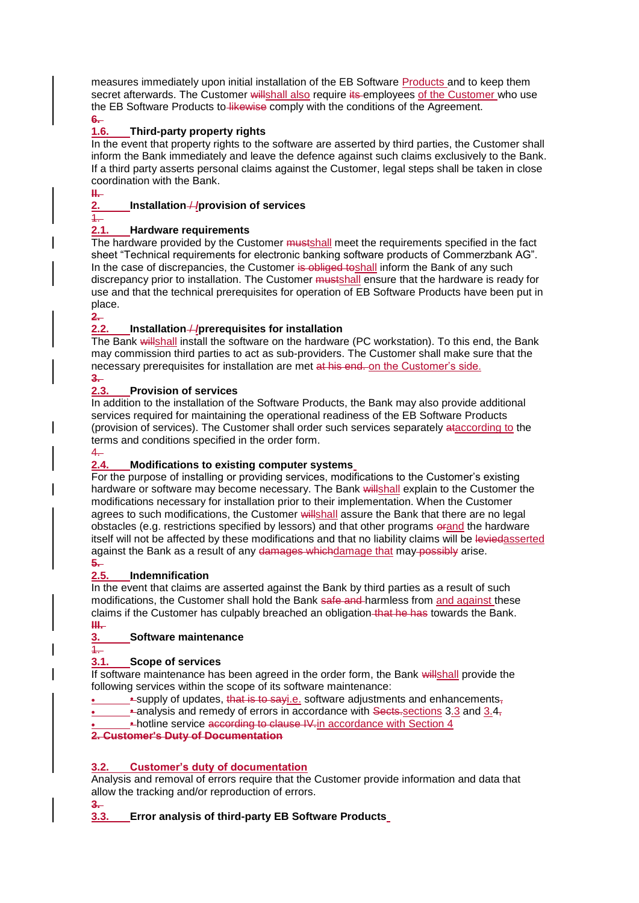measures immediately upon initial installation of the EB Software Products and to keep them secret afterwards. The Customer ~~will~~shall also require ~~its~~ employees of the Customer who use the EB Software Products to ~~likewise~~ comply with the conditions of the Agreement.

~~6.~~

### 1.6. Third-party property rights

In the event that property rights to the software are asserted by third parties, the Customer shall inform the Bank immediately and leave the defence against such claims exclusively to the Bank. If a third party asserts personal claims against the Customer, legal steps shall be taken in close coordination with the Bank.

~~II.~~

## 2. Installation ~~/~~ /provision of services

~~1.~~

### 2.1. Hardware requirements

The hardware provided by the Customer ~~must~~shall meet the requirements specified in the fact sheet "Technical requirements for electronic banking software products of Commerzbank AG". In the case of discrepancies, the Customer ~~is obliged to~~shall inform the Bank of any such discrepancy prior to installation. The Customer ~~must~~shall ensure that the hardware is ready for use and that the technical prerequisites for operation of EB Software Products have been put in place.

~~2.~~

### 2.2. Installation ~~/~~ /prerequisites for installation

The Bank ~~will~~shall install the software on the hardware (PC workstation). To this end, the Bank may commission third parties to act as sub-providers. The Customer shall make sure that the necessary prerequisites for installation are met ~~at his end.~~ on the Customer's side.

~~3.~~

### 2.3. Provision of services

In addition to the installation of the Software Products, the Bank may also provide additional services required for maintaining the operational readiness of the EB Software Products (provision of services). The Customer shall order such services separately ~~at~~according to the terms and conditions specified in the order form.

~~4.~~

### 2.4. Modifications to existing computer systems

For the purpose of installing or providing services, modifications to the Customer's existing hardware or software may become necessary. The Bank ~~will~~shall explain to the Customer the modifications necessary for installation prior to their implementation. When the Customer agrees to such modifications, the Customer ~~will~~shall assure the Bank that there are no legal obstacles (e.g. restrictions specified by lessors) and that other programs ~~or~~and the hardware itself will not be affected by these modifications and that no liability claims will be ~~levied~~asserted against the Bank as a result of any ~~damages which~~damage that may ~~possibly~~ arise.

~~5.~~

### 2.5. Indemnification

In the event that claims are asserted against the Bank by third parties as a result of such modifications, the Customer shall hold the Bank ~~safe and~~ harmless from and against these claims if the Customer has culpably breached an obligation ~~that he has~~ towards the Bank.

~~III.~~

## 3. Software maintenance

~~1.~~

### 3.1. Scope of services

If software maintenance has been agreed in the order form, the Bank ~~will~~shall provide the following services within the scope of its software maintenance:

- ~~•~~ supply of updates, ~~that is to say~~i.e. software adjustments and enhancements~~,~~
- ~~•~~ analysis and remedy of errors in accordance with ~~Sects.~~sections 3.3 and 3.4~~,~~
- ~~•~~ hotline service ~~according to clause IV.~~in accordance with Section 4

~~**2. Customer's Duty of Documentation**~~

### 3.2. Customer's duty of documentation

Analysis and removal of errors require that the Customer provide information and data that allow the tracking and/or reproduction of errors.

~~3.~~

### 3.3. Error analysis of third-party EB Software Products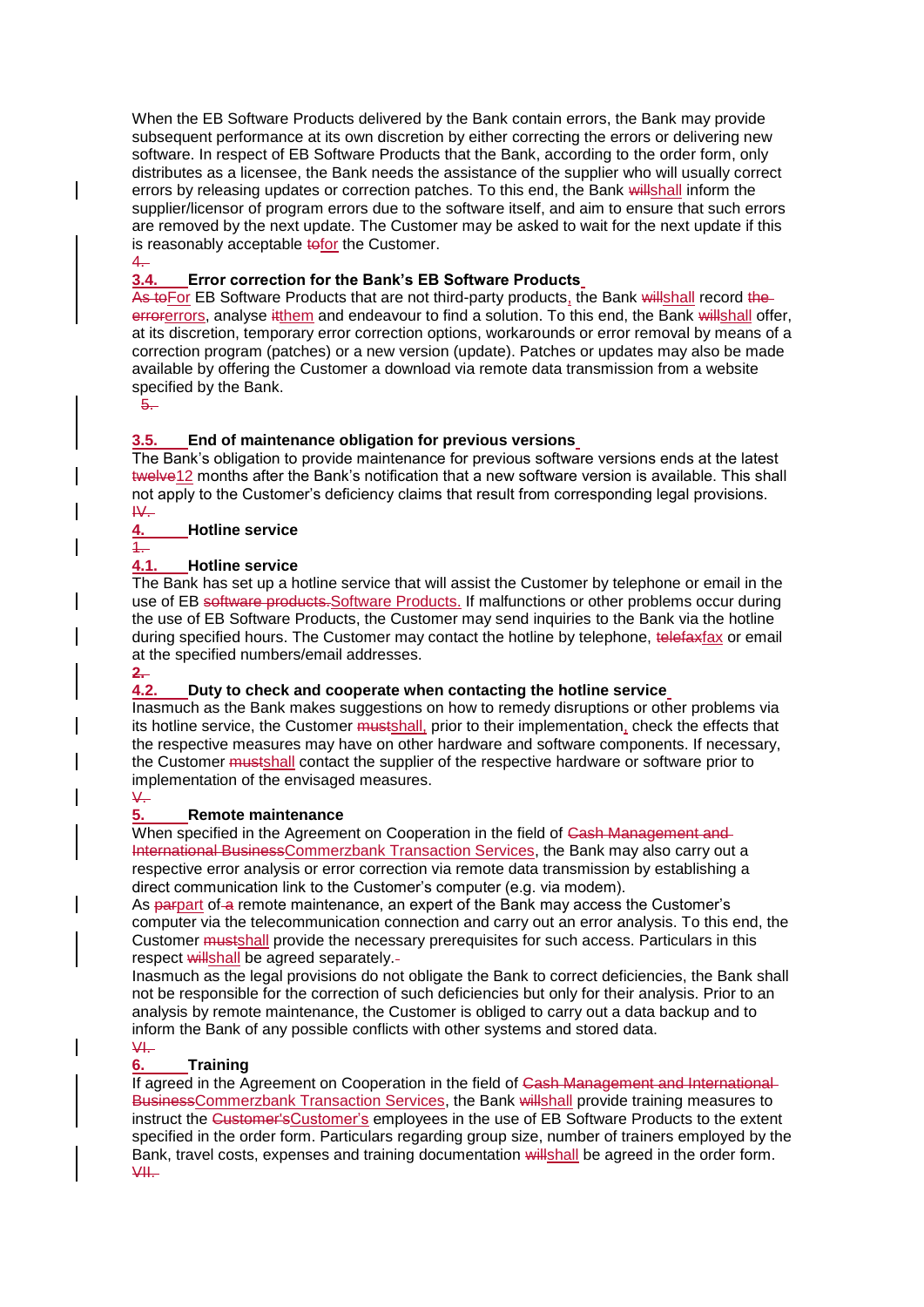When the EB Software Products delivered by the Bank contain errors, the Bank may provide subsequent performance at its own discretion by either correcting the errors or delivering new software. In respect of EB Software Products that the Bank, according to the order form, only distributes as a licensee, the Bank needs the assistance of the supplier who will usually correct errors by releasing updates or correction patches. To this end, the Bank shall inform the supplier/licensor of program errors due to the software itself, and aim to ensure that such errors are removed by the next update. The Customer may be asked to wait for the next update if this is reasonably acceptable for the Customer.

### 3.4. Error correction for the Bank's EB Software Products

For EB Software Products that are not third-party products, the Bank shall record errors, analyse them and endeavour to find a solution. To this end, the Bank shall offer, at its discretion, temporary error correction options, workarounds or error removal by means of a correction program (patches) or a new version (update). Patches or updates may also be made available by offering the Customer a download via remote data transmission from a website specified by the Bank.

### 3.5. End of maintenance obligation for previous versions

The Bank's obligation to provide maintenance for previous software versions ends at the latest 12 months after the Bank's notification that a new software version is available. This shall not apply to the Customer's deficiency claims that result from corresponding legal provisions.

## 4. Hotline service

### 4.1. Hotline service

The Bank has set up a hotline service that will assist the Customer by telephone or email in the use of EB Software Products. If malfunctions or other problems occur during the use of EB Software Products, the Customer may send inquiries to the Bank via the hotline during specified hours. The Customer may contact the hotline by telephone, fax or email at the specified numbers/email addresses.

### 4.2. Duty to check and cooperate when contacting the hotline service

Inasmuch as the Bank makes suggestions on how to remedy disruptions or other problems via its hotline service, the Customer shall, prior to their implementation, check the effects that the respective measures may have on other hardware and software components. If necessary, the Customer shall contact the supplier of the respective hardware or software prior to implementation of the envisaged measures.

## 5. Remote maintenance

When specified in the Agreement on Cooperation in the field of Commerzbank Transaction Services, the Bank may also carry out a respective error analysis or error correction via remote data transmission by establishing a direct communication link to the Customer's computer (e.g. via modem).

As part of remote maintenance, an expert of the Bank may access the Customer's computer via the telecommunication connection and carry out an error analysis. To this end, the Customer shall provide the necessary prerequisites for such access. Particulars in this respect shall be agreed separately.

Inasmuch as the legal provisions do not obligate the Bank to correct deficiencies, the Bank shall not be responsible for the correction of such deficiencies but only for their analysis. Prior to an analysis by remote maintenance, the Customer is obliged to carry out a data backup and to inform the Bank of any possible conflicts with other systems and stored data.

## 6. Training

If agreed in the Agreement on Cooperation in the field of Commerzbank Transaction Services, the Bank shall provide training measures to instruct the Customer's employees in the use of EB Software Products to the extent specified in the order form. Particulars regarding group size, number of trainers employed by the Bank, travel costs, expenses and training documentation shall be agreed in the order form.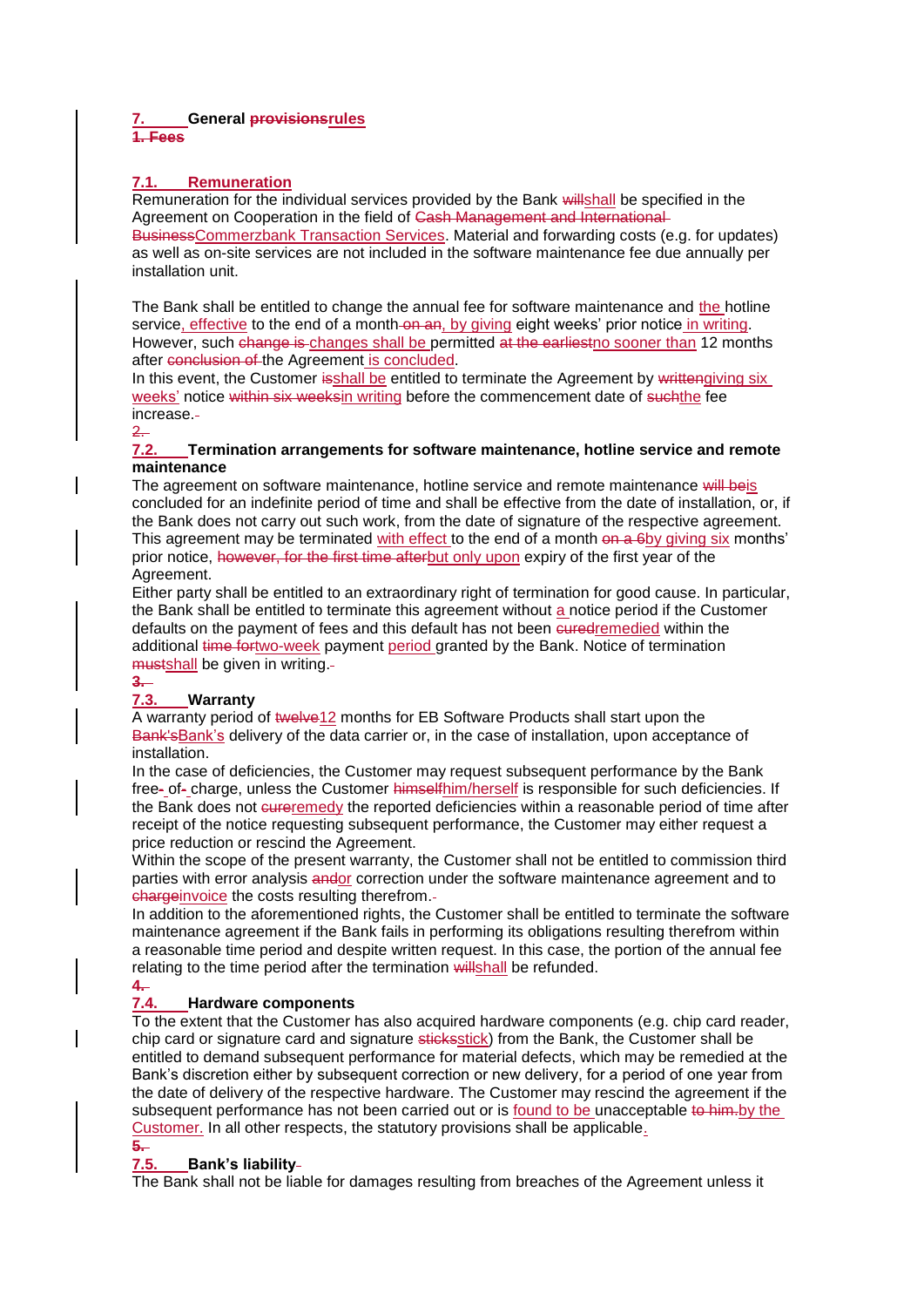## 7. General ~~provisions~~rules

~~1. Fees~~

### 7.1. Remuneration

Remuneration for the individual services provided by the Bank ~~will~~shall be specified in the Agreement on Cooperation in the field of ~~Cash Management and International Business~~Commerzbank Transaction Services. Material and forwarding costs (e.g. for updates) as well as on-site services are not included in the software maintenance fee due annually per installation unit.

The Bank shall be entitled to change the annual fee for software maintenance and the hotline service, effective to the end of a month ~~on an~~, by giving eight weeks' prior notice in writing. However, such ~~change is~~ changes shall be permitted ~~at the earliest~~no sooner than 12 months after ~~conclusion of~~ the Agreement is concluded.
In this event, the Customer ~~is~~shall be entitled to terminate the Agreement by ~~written~~giving six weeks' notice ~~within six weeks~~in writing before the commencement date of ~~such~~the fee increase.

~~2.~~

### 7.2. Termination arrangements for software maintenance, hotline service and remote maintenance

The agreement on software maintenance, hotline service and remote maintenance ~~will be~~is concluded for an indefinite period of time and shall be effective from the date of installation, or, if the Bank does not carry out such work, from the date of signature of the respective agreement. This agreement may be terminated with effect to the end of a month ~~on a 6~~by giving six months' prior notice, ~~however, for the first time after~~but only upon expiry of the first year of the Agreement.
Either party shall be entitled to an extraordinary right of termination for good cause. In particular, the Bank shall be entitled to terminate this agreement without a notice period if the Customer defaults on the payment of fees and this default has not been ~~cured~~remedied within the additional ~~time for~~two-week payment period granted by the Bank. Notice of termination ~~must~~shall be given in writing.

~~3.~~

### 7.3. Warranty

A warranty period of ~~twelve~~12 months for EB Software Products shall start upon the ~~Bank's~~Bank's delivery of the data carrier or, in the case of installation, upon acceptance of installation.
In the case of deficiencies, the Customer may request subsequent performance by the Bank free~~-~~ of~~-~~ charge, unless the Customer ~~himself~~him/herself is responsible for such deficiencies. If the Bank does not ~~cure~~remedy the reported deficiencies within a reasonable period of time after receipt of the notice requesting subsequent performance, the Customer may either request a price reduction or rescind the Agreement.
Within the scope of the present warranty, the Customer shall not be entitled to commission third parties with error analysis ~~and~~or correction under the software maintenance agreement and to ~~charge~~invoice the costs resulting therefrom.
In addition to the aforementioned rights, the Customer shall be entitled to terminate the software maintenance agreement if the Bank fails in performing its obligations resulting therefrom within a reasonable time period and despite written request. In this case, the portion of the annual fee relating to the time period after the termination ~~will~~shall be refunded.

~~4.~~

### 7.4. Hardware components

To the extent that the Customer has also acquired hardware components (e.g. chip card reader, chip card or signature card and signature ~~sticks~~stick) from the Bank, the Customer shall be entitled to demand subsequent performance for material defects, which may be remedied at the Bank's discretion either by subsequent correction or new delivery, for a period of one year from the date of delivery of the respective hardware. The Customer may rescind the agreement if the subsequent performance has not been carried out or is found to be unacceptable ~~to him.~~by the Customer. In all other respects, the statutory provisions shall be applicable.

~~5.~~

### 7.5. Bank's liability

The Bank shall not be liable for damages resulting from breaches of the Agreement unless it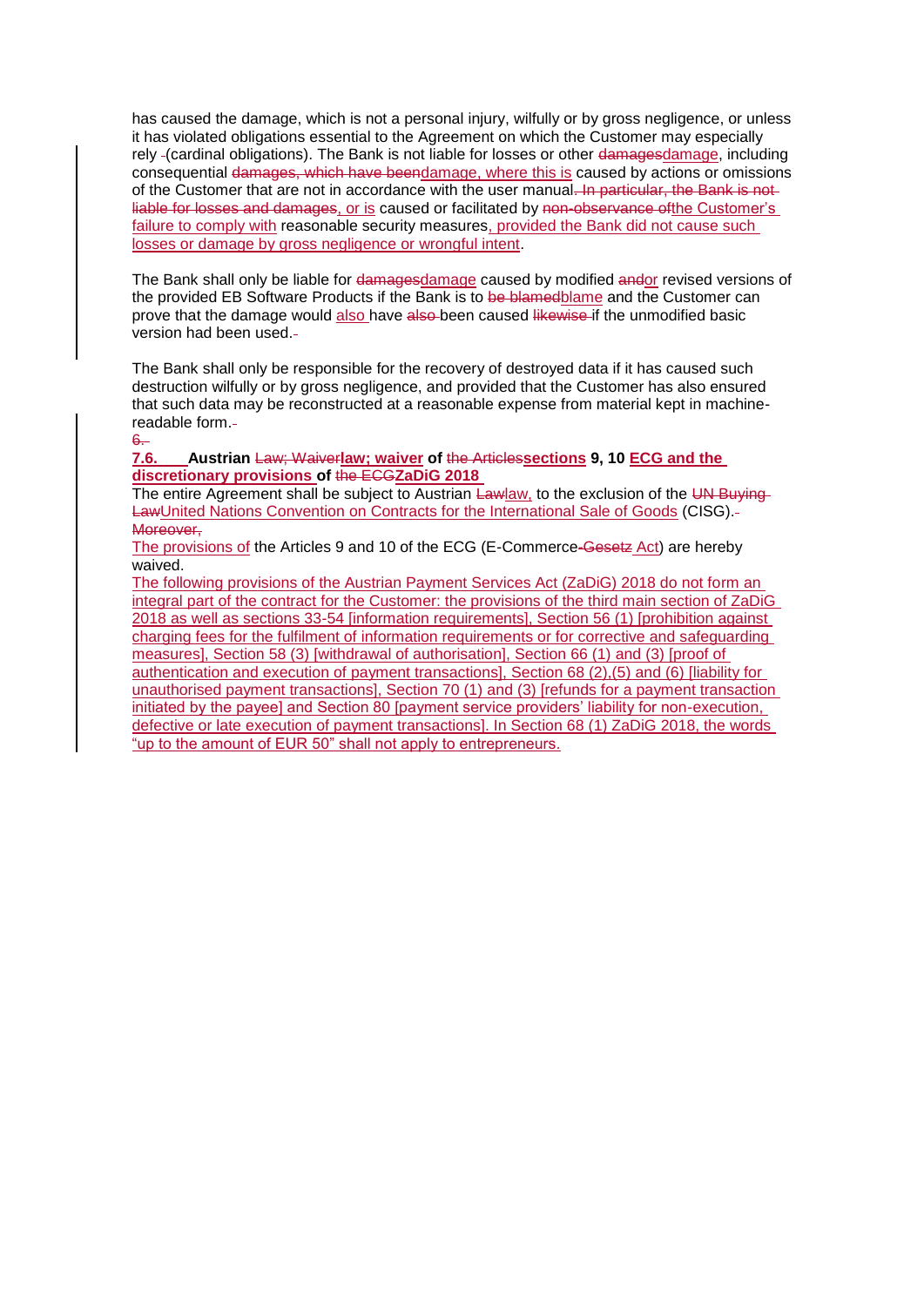has caused the damage, which is not a personal injury, wilfully or by gross negligence, or unless it has violated obligations essential to the Agreement on which the Customer may especially rely (cardinal obligations). The Bank is not liable for losses or other ~~damages~~damage, including consequential ~~damages, which have been~~damage, where this is caused by actions or omissions of the Customer that are not in accordance with the user manual~~. In particular, the Bank is not liable for losses and damages~~, or is caused or facilitated by ~~non-observance of~~the Customer's failure to comply with reasonable security measures, provided the Bank did not cause such losses or damage by gross negligence or wrongful intent.

The Bank shall only be liable for ~~damages~~damage caused by modified ~~and~~or revised versions of the provided EB Software Products if the Bank is to ~~be blamed~~blame and the Customer can prove that the damage would also have ~~also~~ been caused ~~likewise~~ if the unmodified basic version had been used.

The Bank shall only be responsible for the recovery of destroyed data if it has caused such destruction wilfully or by gross negligence, and provided that the Customer has also ensured that such data may be reconstructed at a reasonable expense from material kept in machine-readable form.

~~6.~~

**7.6. Austrian ~~Law; Waiver~~law; waiver of ~~the Articles~~sections 9, 10 ECG and the discretionary provisions of ~~the ECG~~ZaDiG 2018**

The entire Agreement shall be subject to Austrian ~~Law~~law, to the exclusion of the ~~UN Buying Law~~United Nations Convention on Contracts for the International Sale of Goods (CISG). ~~Moreover,~~

The provisions of the Articles 9 and 10 of the ECG (E-Commerce ~~Gesetz~~ Act) are hereby waived.

The following provisions of the Austrian Payment Services Act (ZaDiG) 2018 do not form an integral part of the contract for the Customer: the provisions of the third main section of ZaDiG 2018 as well as sections 33-54 [information requirements], Section 56 (1) [prohibition against charging fees for the fulfilment of information requirements or for corrective and safeguarding measures], Section 58 (3) [withdrawal of authorisation], Section 66 (1) and (3) [proof of authentication and execution of payment transactions], Section 68 (2),(5) and (6) [liability for unauthorised payment transactions], Section 70 (1) and (3) [refunds for a payment transaction initiated by the payee] and Section 80 [payment service providers' liability for non-execution, defective or late execution of payment transactions]. In Section 68 (1) ZaDiG 2018, the words "up to the amount of EUR 50" shall not apply to entrepreneurs.